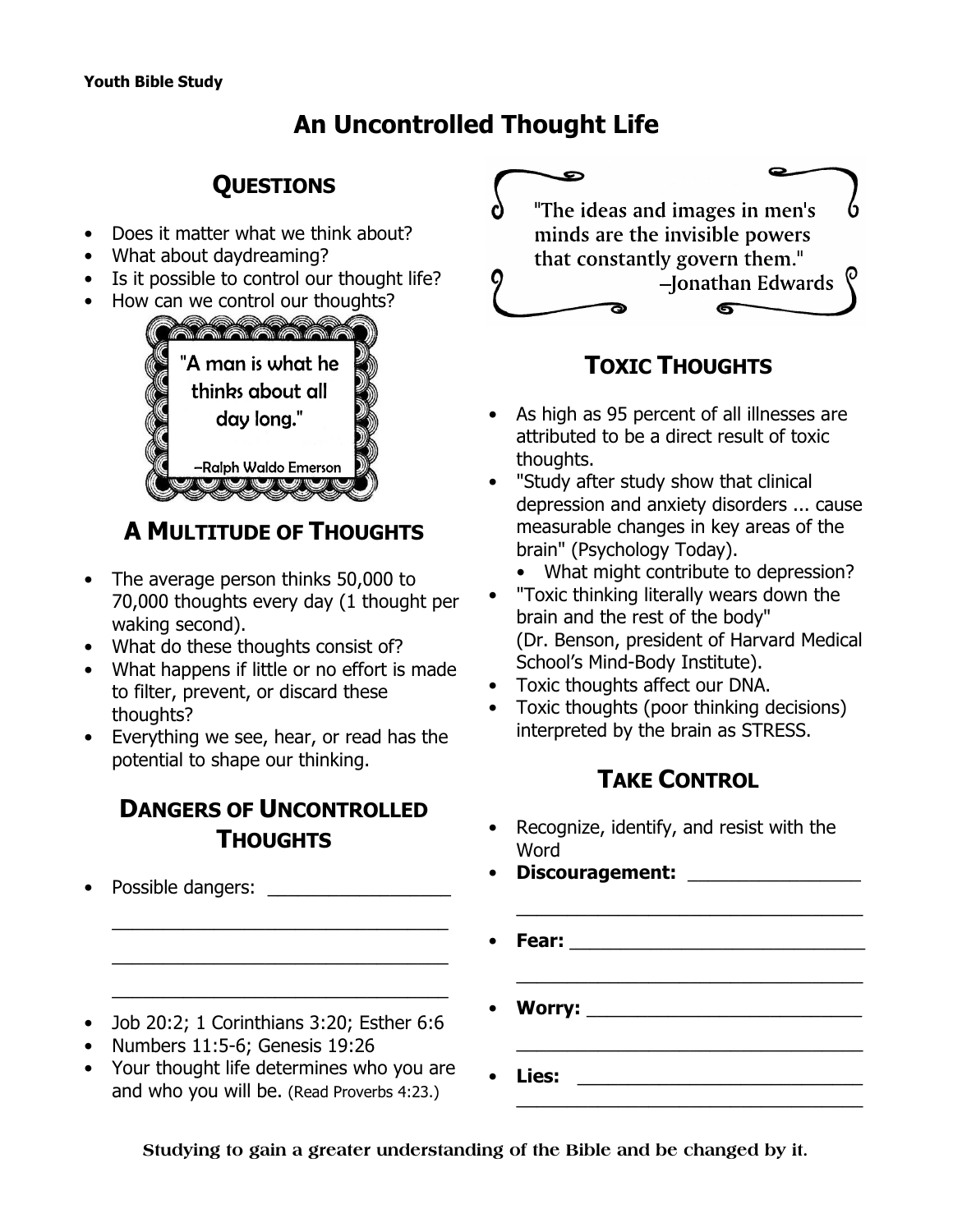**Youth Bible Study**

# An Uncontrolled Thought Life

## Questions

- Does it matter what we think about?
- What about daydreaming?
- Is it possible to control our thought life?
- How can we control our thoughts?

"A man is what he thinks about all day long."

–Ralph Waldo Emerson

## A Multitude of Thoughts

- The average person thinks 50,000 to 70,000 thoughts every day (1 thought per waking second).
- What do these thoughts consist of?
- What happens if little or no effort is made to filter, prevent, or discard these thoughts?
- Everything we see, hear, or read has the potential to shape our thinking.

## Dangers of Uncontrolled Thoughts

- Possible dangers: _________________
  _______________________________
  _______________________________
  _______________________________
- Job 20:2; 1 Corinthians 3:20; Esther 6:6
- Numbers 11:5-6; Genesis 19:26
- Your thought life determines who you are and who you will be. (Read Proverbs 4:23.)

"The ideas and images in men's minds are the invisible powers that constantly govern them."

–Jonathan Edwards

## Toxic Thoughts

- As high as 95 percent of all illnesses are attributed to be a direct result of toxic thoughts.
- "Study after study show that clinical depression and anxiety disorders ... cause measurable changes in key areas of the brain" (Psychology Today).
  - What might contribute to depression?
- "Toxic thinking literally wears down the brain and the rest of the body" (Dr. Benson, president of Harvard Medical School's Mind-Body Institute).
- Toxic thoughts affect our DNA.
- Toxic thoughts (poor thinking decisions) interpreted by the brain as STRESS.

## Take Control

- Recognize, identify, and resist with the Word
- **Discouragement:** ________________
  _______________________________
- **Fear:** ___________________________
  _______________________________
- **Worry:** __________________________
  _______________________________
- **Lies:** ___________________________
  _______________________________

Studying to gain a greater understanding of the Bible and be changed by it.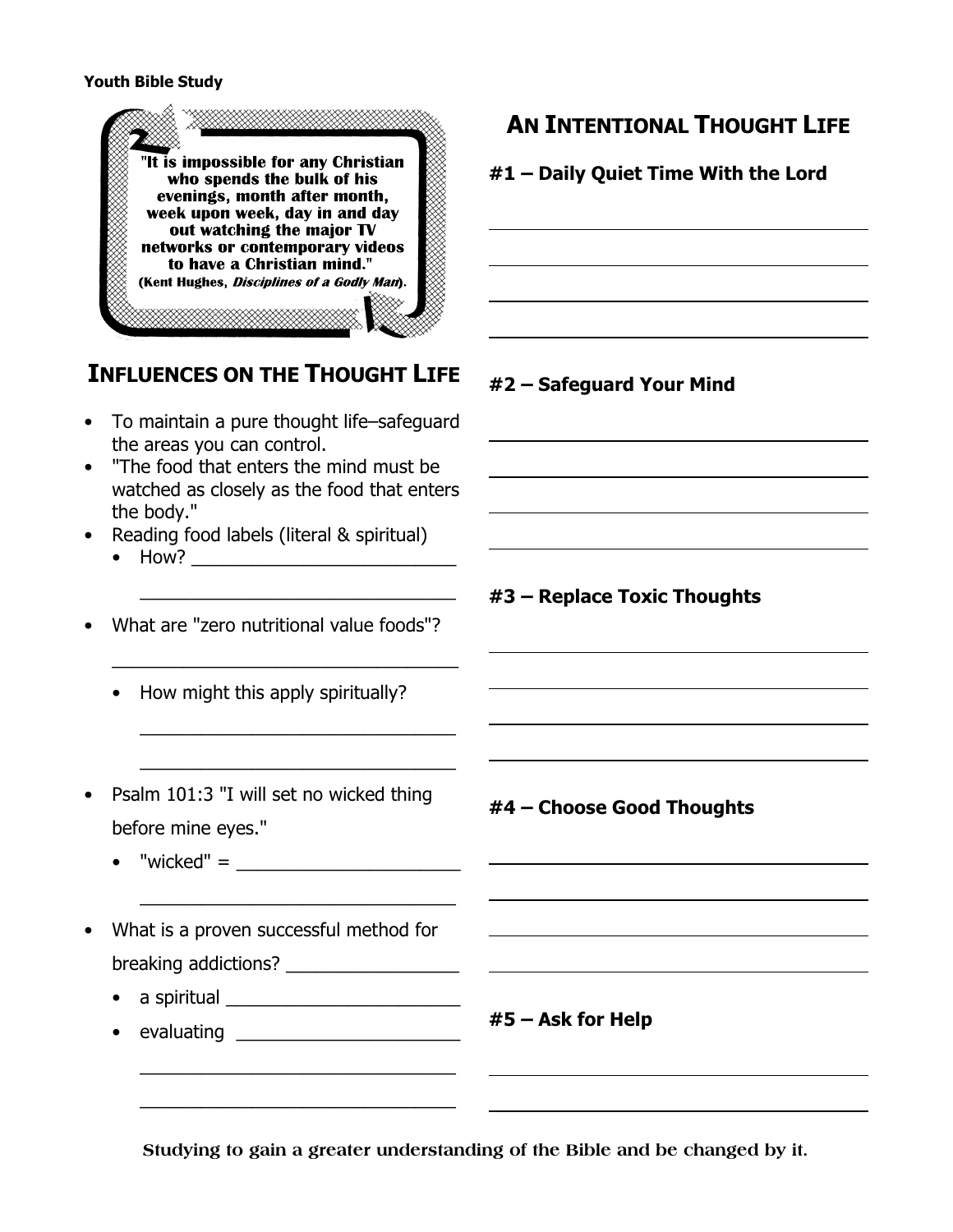Youth Bible Study

"It is impossible for any Christian who spends the bulk of his evenings, month after month, week upon week, day in and day out watching the major TV networks or contemporary videos to have a Christian mind." (Kent Hughes, *Disciplines of a Godly Man*).

## INFLUENCES ON THE THOUGHT LIFE

- To maintain a pure thought life–safeguard the areas you can control.
- "The food that enters the mind must be watched as closely as the food that enters the body."
- Reading food labels (literal & spiritual)
  - How? ___________________________
    ___________________________
- What are "zero nutritional value foods"?
  ___________________________
  - How might this apply spiritually?
    ___________________________
    ___________________________
- Psalm 101:3 "I will set no wicked thing before mine eyes."
  - "wicked" = ___________________________
    ___________________________
- What is a proven successful method for breaking addictions? ___________________
  - a spiritual ___________________________
  - evaluating ___________________________
    ___________________________
    ___________________________

## AN INTENTIONAL THOUGHT LIFE

**#1 – Daily Quiet Time With the Lord**

___________________________
___________________________
___________________________
___________________________

**#2 – Safeguard Your Mind**

___________________________
___________________________
___________________________
___________________________

**#3 – Replace Toxic Thoughts**

___________________________
___________________________
___________________________
___________________________

**#4 – Choose Good Thoughts**

___________________________
___________________________
___________________________
___________________________

**#5 – Ask for Help**

___________________________
___________________________

Studying to gain a greater understanding of the Bible and be changed by it.